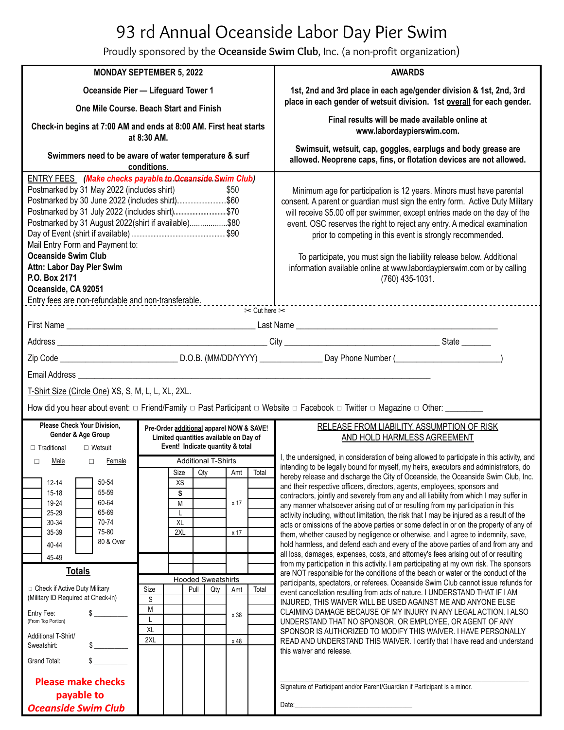# 93 rd Annual Oceanside Labor Day Pier Swim

Proudly sponsored by the **Oceanside Swim Club**, Inc. (a non-profit organization)

**MONDAY SEPTEMBER 5, 2022**

**Oceanside Pier — Lifeguard Tower 1**

**One Mile Course. Beach Start and Finish**

**Check-in begins at 7:00 AM and ends at 8:00 AM. First heat starts at 8:30 AM.**

**Swimmers need to be aware of water temperature & surf conditions.**

**AWARDS**

**1st, 2nd and 3rd place in each age/gender division & 1st, 2nd, 3rd place in each gender of wetsuit division. 1st overall for each gender.**

**Final results will be made available online at www.labordaypierswim.com.**

**Swimsuit, wetsuit, cap, goggles, earplugs and body grease are allowed. Neoprene caps, fins, or flotation devices are not allowed.**

ENTRY FEES ***(Make checks payable to Oceanside Swim Club)***

Postmarked by 31 May 2022 (includes shirt) $50
Postmarked by 30 June 2022 (includes shirt)..................$60
Postmarked by 31 July 2022 (includes shirt)..................$70
Postmarked by 31 August 2022(shirt if available)..................$80
Day of Event (shirt if available) .................................. $90

Mail Entry Form and Payment to:
**Oceanside Swim Club**
**Attn: Labor Day Pier Swim**
**P.O. Box 2171**
**Oceanside, CA 92051**

Entry fees are non-refundable and non-transferable.

Minimum age for participation is 12 years. Minors must have parental consent. A parent or guardian must sign the entry form. Active Duty Military will receive $5.00 off per swimmer, except entries made on the day of the event. OSC reserves the right to reject any entry. A medical examination prior to competing in this event is strongly recommended.

To participate, you must sign the liability release below. Additional information available online at www.labordaypierswim.com or by calling (760) 435-1031.

✂ Cut here ✂

First Name ______________________ Last Name ______________________

Address ______________________ City ______________________ State _______

Zip Code ______________ D.O.B. (MM/DD/YYYY) ______________ Day Phone Number (______________)

Email Address ______________________________________________

T-Shirt Size (Circle One) XS, S, M, L, L, XL, 2XL.

How did you hear about event: □ Friend/Family □ Past Participant □ Website □ Facebook □ Twitter □ Magazine □ Other: ________

**Please Check Your Division, Gender & Age Group**

□ Traditional □ Wetsuit

□ Male □ Female

| | Age | | Age |
|---|---|---|---|
| | 12-14 | | 50-54 |
| | 15-18 | | 55-59 |
| | 19-24 | | 60-64 |
| | 25-29 | | 65-69 |
| | 30-34 | | 70-74 |
| | 35-39 | | 75-80 |
| | 40-44 | | 80 & Over |
| | 45-49 | | |

**Totals**

□ Check if Active Duty Military (Military ID Required at Check-in)

Entry Fee: (From Top Portion) $ _________

Additional T-Shirt/ Sweatshirt: $ _________

Grand Total: $ _________

**Please make checks payable to *Oceanside Swim Club***

**Pre-Order additional apparel NOW & SAVE! Limited quantities available on Day of Event! Indicate quantity & total**

Additional T-Shirts

| Size | Qty | Amt | Total |
|---|---|---|---|
| XS | | | |
| S | | | |
| M | | x 17 | |
| L | | | |
| XL | | | |
| 2XL | | x 17 | |

Hooded Sweatshirts

| Size | Pull | Qty | Amt | Total |
|---|---|---|---|---|
| S | | | | |
| M | | | x 38 | |
| L | | | | |
| XL | | | | |
| 2XL | | | x 48 | |

RELEASE FROM LIABILITY, ASSUMPTION OF RISK AND HOLD HARMLESS AGREEMENT

I, the undersigned, in consideration of being allowed to participate in this activity, and intending to be legally bound for myself, my heirs, executors and administrators, do hereby release and discharge the City of Oceanside, the Oceanside Swim Club, Inc. and their respective officers, directors, agents, employees, sponsors and contractors, jointly and severely from any and all liability from which I may suffer in any manner whatsoever arising out of or resulting from my participation in this activity including, without limitation, the risk that I may be injured as a result of the acts or omissions of the above parties or some defect in or on the property of any of them, whether caused by negligence or otherwise, and I agree to indemnity, save, hold harmless, and defend each and every of the above parties of and from any and all loss, damages, expenses, costs, and attorney's fees arising out of or resulting from my participation in this activity. I am participating at my own risk. The sponsors are NOT responsible for the conditions of the beach or water or the conduct of the participants, spectators, or referees. Oceanside Swim Club cannot issue refunds for event cancellation resulting from acts of nature. I UNDERSTAND THAT IF I AM INJURED, THIS WAIVER WILL BE USED AGAINST ME AND ANYONE ELSE CLAIMING DAMAGE BECAUSE OF MY INJURY IN ANY LEGAL ACTION. I ALSO UNDERSTAND THAT NO SPONSOR, OR EMPLOYEE, OR AGENT OF ANY SPONSOR IS AUTHORIZED TO MODIFY THIS WAIVER. I HAVE PERSONALLY READ AND UNDERSTAND THIS WAIVER. I certify that I have read and understand this waiver and release.

______________________________________________
Signature of Participant and/or Parent/Guardian if Participant is a minor.

Date:______________________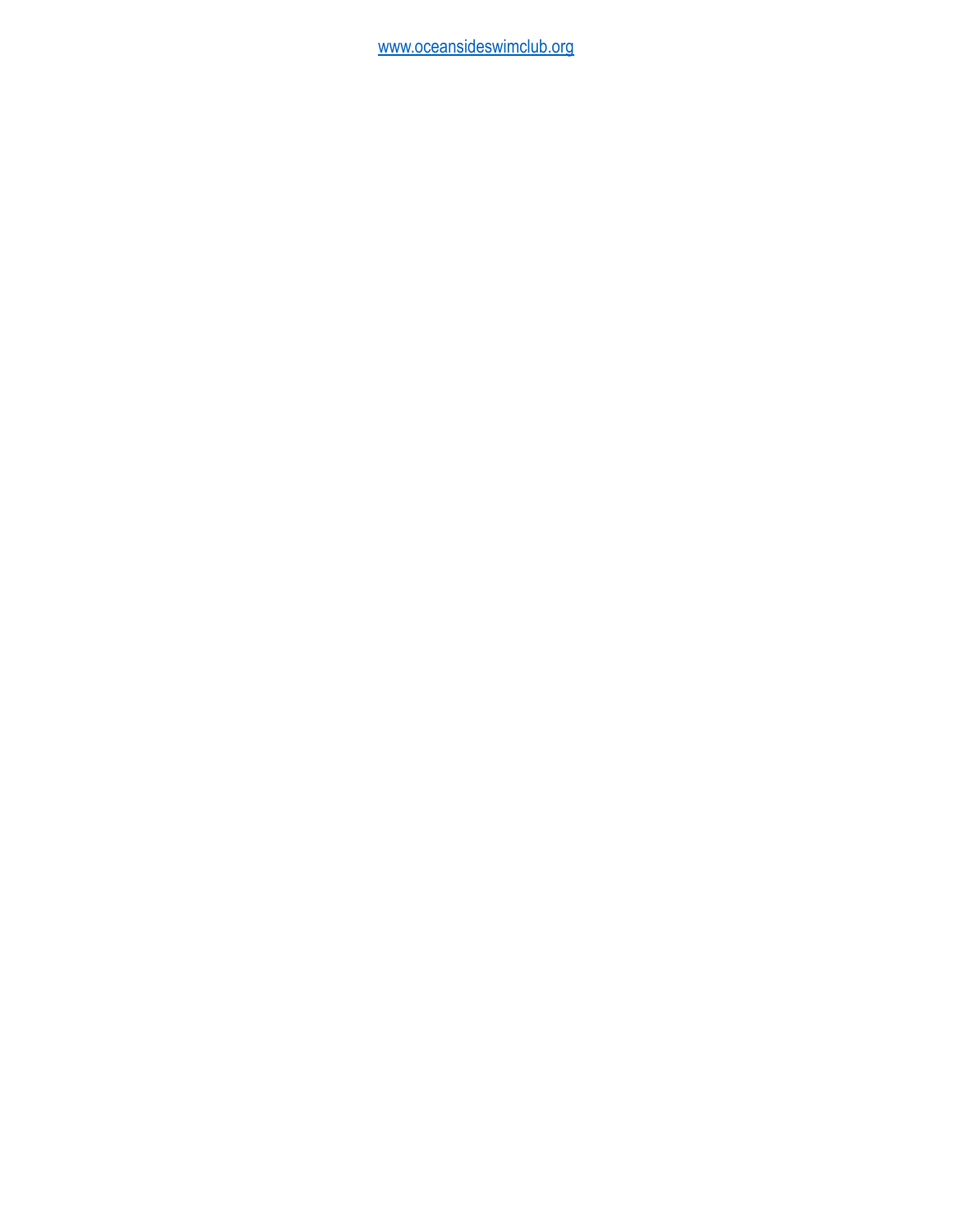www.oceansideswimclub.org